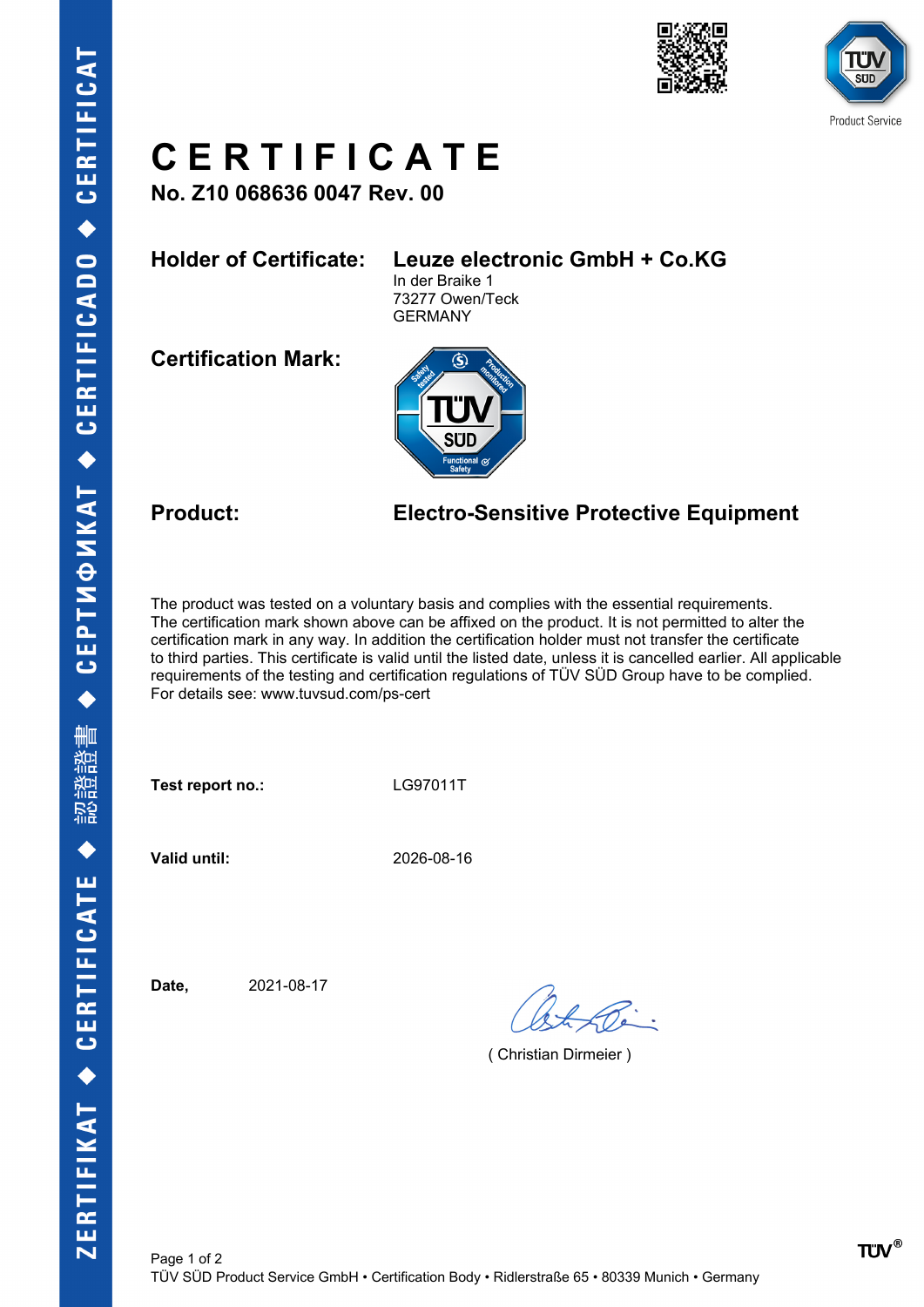# CERTIFICATE

**No. Z10 068636 0047 Rev. 00**

**Holder of Certificate:** **Leuze electronic GmbH + Co.KG**
In der Braike 1
73277 Owen/Teck
GERMANY

**Certification Mark:**

**Product:** **Electro-Sensitive Protective Equipment**

The product was tested on a voluntary basis and complies with the essential requirements. The certification mark shown above can be affixed on the product. It is not permitted to alter the certification mark in any way. In addition the certification holder must not transfer the certificate to third parties. This certificate is valid until the listed date, unless it is cancelled earlier. All applicable requirements of the testing and certification regulations of TÜV SÜD Group have to be complied.
For details see: www.tuvsud.com/ps-cert

**Test report no.:** LG97011T

**Valid until:** 2026-08-16

**Date,** 2021-08-17

( Christian Dirmeier )

TÜV SÜD Product Service GmbH • Certification Body • Ridlerstraße 65 • 80339 Munich • Germany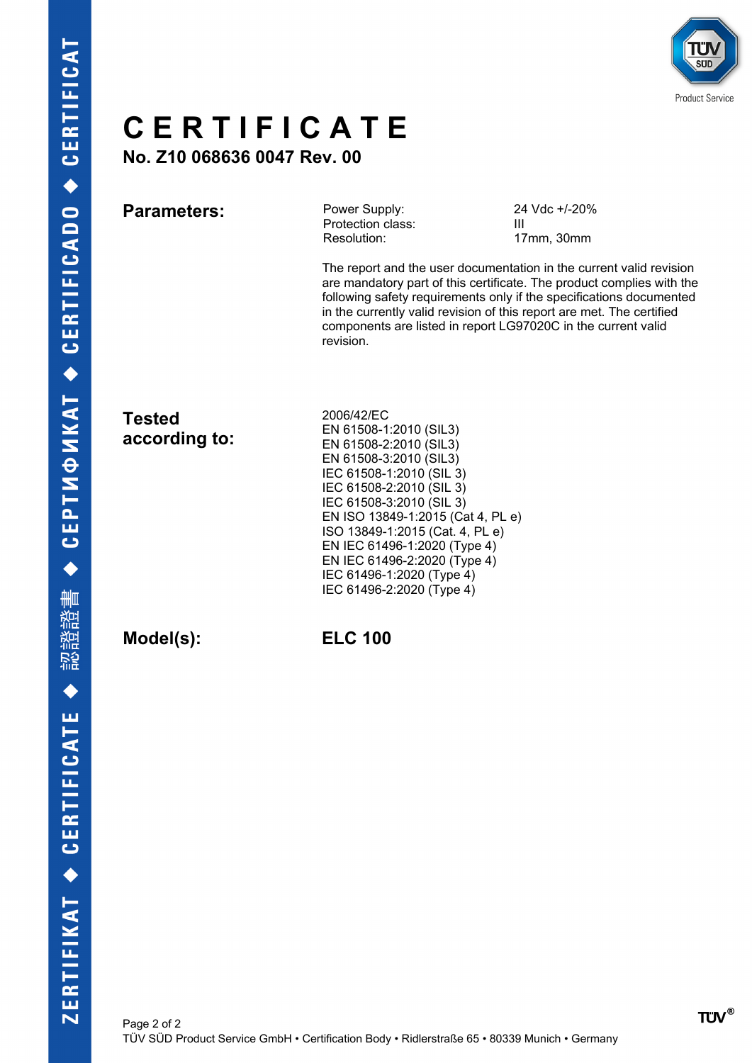# CERTIFICATE

**No. Z10 068636 0047 Rev. 00**

**Parameters:**

| | |
|---|---|
| Power Supply: | 24 Vdc +/-20% |
| Protection class: | III |
| Resolution: | 17mm, 30mm |

The report and the user documentation in the current valid revision are mandatory part of this certificate. The product complies with the following safety requirements only if the specifications documented in the currently valid revision of this report are met. The certified components are listed in report LG97020C in the current valid revision.

**Tested according to:**

2006/42/EC
EN 61508-1:2010 (SIL3)
EN 61508-2:2010 (SIL3)
EN 61508-3:2010 (SIL3)
IEC 61508-1:2010 (SIL 3)
IEC 61508-2:2010 (SIL 3)
IEC 61508-3:2010 (SIL 3)
EN ISO 13849-1:2015 (Cat 4, PL e)
ISO 13849-1:2015 (Cat. 4, PL e)
EN IEC 61496-1:2020 (Type 4)
EN IEC 61496-2:2020 (Type 4)
IEC 61496-1:2020 (Type 4)
IEC 61496-2:2020 (Type 4)

**Model(s):** **ELC 100**

TÜV SÜD Product Service GmbH • Certification Body • Ridlerstraße 65 • 80339 Munich • Germany